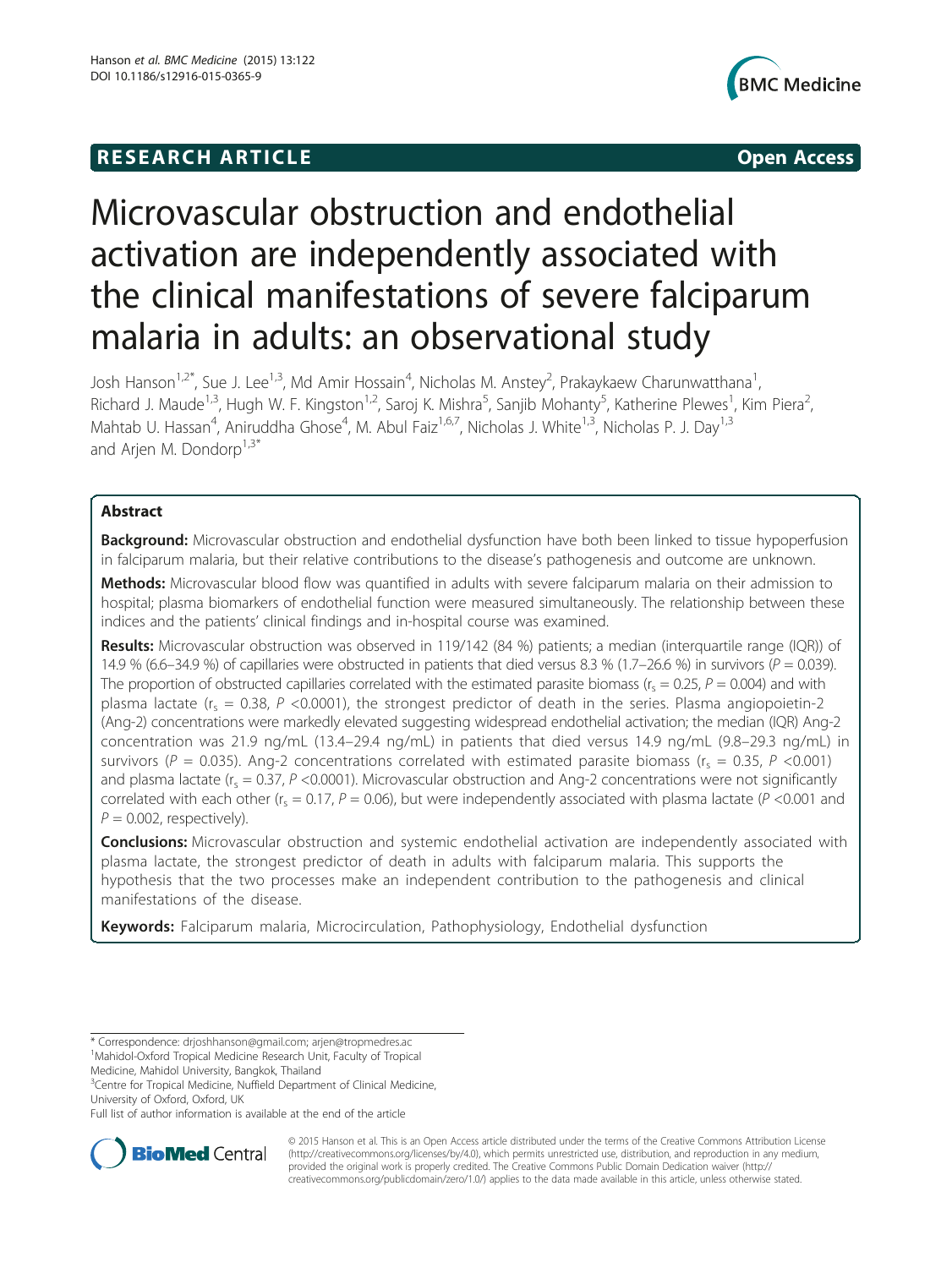**RESEARCH ARTICLE** **Open Access**

# Microvascular obstruction and endothelial activation are independently associated with the clinical manifestations of severe falciparum malaria in adults: an observational study

Josh Hanson[1,2*], Sue J. Lee[1,3], Md Amir Hossain[4], Nicholas M. Anstey[2], Prakaykaew Charunwatthana[1], Richard J. Maude[1,3], Hugh W. F. Kingston[1,2], Saroj K. Mishra[5], Sanjib Mohanty[5], Katherine Plewes[1], Kim Piera[2], Mahtab U. Hassan[4], Aniruddha Ghose[4], M. Abul Faiz[1,6,7], Nicholas J. White[1,3], Nicholas P. J. Day[1,3] and Arjen M. Dondorp[1,3*]

## Abstract

**Background:** Microvascular obstruction and endothelial dysfunction have both been linked to tissue hypoperfusion in falciparum malaria, but their relative contributions to the disease's pathogenesis and outcome are unknown.

**Methods:** Microvascular blood flow was quantified in adults with severe falciparum malaria on their admission to hospital; plasma biomarkers of endothelial function were measured simultaneously. The relationship between these indices and the patients' clinical findings and in-hospital course was examined.

**Results:** Microvascular obstruction was observed in 119/142 (84 %) patients; a median (interquartile range (IQR)) of 14.9 % (6.6–34.9 %) of capillaries were obstructed in patients that died versus 8.3 % (1.7–26.6 %) in survivors ($P = 0.039$). The proportion of obstructed capillaries correlated with the estimated parasite biomass ($r_s = 0.25$, $P = 0.004$) and with plasma lactate ($r_s = 0.38$, $P < 0.0001$), the strongest predictor of death in the series. Plasma angiopoietin-2 (Ang-2) concentrations were markedly elevated suggesting widespread endothelial activation; the median (IQR) Ang-2 concentration was 21.9 ng/mL (13.4–29.4 ng/mL) in patients that died versus 14.9 ng/mL (9.8–29.3 ng/mL) in survivors ($P = 0.035$). Ang-2 concentrations correlated with estimated parasite biomass ($r_s = 0.35$, $P < 0.001$) and plasma lactate ($r_s = 0.37$, $P < 0.0001$). Microvascular obstruction and Ang-2 concentrations were not significantly correlated with each other ($r_s = 0.17$, $P = 0.06$), but were independently associated with plasma lactate ($P < 0.001$ and $P = 0.002$, respectively).

**Conclusions:** Microvascular obstruction and systemic endothelial activation are independently associated with plasma lactate, the strongest predictor of death in adults with falciparum malaria. This supports the hypothesis that the two processes make an independent contribution to the pathogenesis and clinical manifestations of the disease.

**Keywords:** Falciparum malaria, Microcirculation, Pathophysiology, Endothelial dysfunction

\* Correspondence: drjoshhanson@gmail.com; arjen@tropmedres.ac
[1]Mahidol-Oxford Tropical Medicine Research Unit, Faculty of Tropical Medicine, Mahidol University, Bangkok, Thailand
[3]Centre for Tropical Medicine, Nuffield Department of Clinical Medicine, University of Oxford, Oxford, UK
Full list of author information is available at the end of the article

© 2015 Hanson et al. This is an Open Access article distributed under the terms of the Creative Commons Attribution License (http://creativecommons.org/licenses/by/4.0), which permits unrestricted use, distribution, and reproduction in any medium, provided the original work is properly credited. The Creative Commons Public Domain Dedication waiver (http://creativecommons.org/publicdomain/zero/1.0/) applies to the data made available in this article, unless otherwise stated.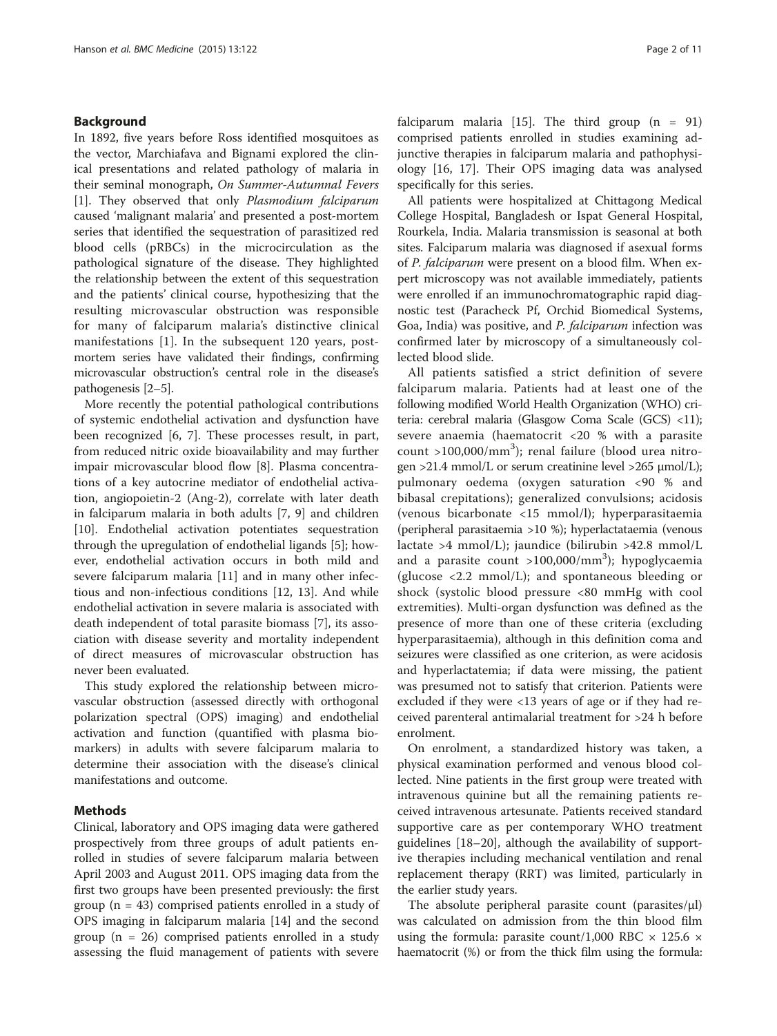## Background

In 1892, five years before Ross identified mosquitoes as the vector, Marchiafava and Bignami explored the clinical presentations and related pathology of malaria in their seminal monograph, *On Summer-Autumnal Fevers* [1]. They observed that only *Plasmodium falciparum* caused 'malignant malaria' and presented a post-mortem series that identified the sequestration of parasitized red blood cells (pRBCs) in the microcirculation as the pathological signature of the disease. They highlighted the relationship between the extent of this sequestration and the patients' clinical course, hypothesizing that the resulting microvascular obstruction was responsible for many of falciparum malaria's distinctive clinical manifestations [1]. In the subsequent 120 years, post-mortem series have validated their findings, confirming microvascular obstruction's central role in the disease's pathogenesis [2–5].

More recently the potential pathological contributions of systemic endothelial activation and dysfunction have been recognized [6, 7]. These processes result, in part, from reduced nitric oxide bioavailability and may further impair microvascular blood flow [8]. Plasma concentrations of a key autocrine mediator of endothelial activation, angiopoietin-2 (Ang-2), correlate with later death in falciparum malaria in both adults [7, 9] and children [10]. Endothelial activation potentiates sequestration through the upregulation of endothelial ligands [5]; however, endothelial activation occurs in both mild and severe falciparum malaria [11] and in many other infectious and non-infectious conditions [12, 13]. And while endothelial activation in severe malaria is associated with death independent of total parasite biomass [7], its association with disease severity and mortality independent of direct measures of microvascular obstruction has never been evaluated.

This study explored the relationship between microvascular obstruction (assessed directly with orthogonal polarization spectral (OPS) imaging) and endothelial activation and function (quantified with plasma biomarkers) in adults with severe falciparum malaria to determine their association with the disease's clinical manifestations and outcome.

## Methods

Clinical, laboratory and OPS imaging data were gathered prospectively from three groups of adult patients enrolled in studies of severe falciparum malaria between April 2003 and August 2011. OPS imaging data from the first two groups have been presented previously: the first group (n = 43) comprised patients enrolled in a study of OPS imaging in falciparum malaria [14] and the second group (n = 26) comprised patients enrolled in a study assessing the fluid management of patients with severe falciparum malaria [15]. The third group (n = 91) comprised patients enrolled in studies examining adjunctive therapies in falciparum malaria and pathophysiology [16, 17]. Their OPS imaging data was analysed specifically for this series.

All patients were hospitalized at Chittagong Medical College Hospital, Bangladesh or Ispat General Hospital, Rourkela, India. Malaria transmission is seasonal at both sites. Falciparum malaria was diagnosed if asexual forms of *P. falciparum* were present on a blood film. When expert microscopy was not available immediately, patients were enrolled if an immunochromatographic rapid diagnostic test (Paracheck Pf, Orchid Biomedical Systems, Goa, India) was positive, and *P. falciparum* infection was confirmed later by microscopy of a simultaneously collected blood slide.

All patients satisfied a strict definition of severe falciparum malaria. Patients had at least one of the following modified World Health Organization (WHO) criteria: cerebral malaria (Glasgow Coma Scale (GCS) <11); severe anaemia (haematocrit <20 % with a parasite count >100,000/mm$^3$); renal failure (blood urea nitrogen >21.4 mmol/L or serum creatinine level >265 μmol/L); pulmonary oedema (oxygen saturation <90 % and bibasal crepitations); generalized convulsions; acidosis (venous bicarbonate <15 mmol/l); hyperparasitaemia (peripheral parasitaemia >10 %); hyperlactataemia (venous lactate >4 mmol/L); jaundice (bilirubin >42.8 mmol/L and a parasite count >100,000/mm$^3$); hypoglycaemia (glucose <2.2 mmol/L); and spontaneous bleeding or shock (systolic blood pressure <80 mmHg with cool extremities). Multi-organ dysfunction was defined as the presence of more than one of these criteria (excluding hyperparasitaemia), although in this definition coma and seizures were classified as one criterion, as were acidosis and hyperlactatemia; if data were missing, the patient was presumed not to satisfy that criterion. Patients were excluded if they were <13 years of age or if they had received parenteral antimalarial treatment for >24 h before enrolment.

On enrolment, a standardized history was taken, a physical examination performed and venous blood collected. Nine patients in the first group were treated with intravenous quinine but all the remaining patients received intravenous artesunate. Patients received standard supportive care as per contemporary WHO treatment guidelines [18–20], although the availability of supportive therapies including mechanical ventilation and renal replacement therapy (RRT) was limited, particularly in the earlier study years.

The absolute peripheral parasite count (parasites/μl) was calculated on admission from the thin blood film using the formula: parasite count/1,000 RBC × 125.6 × haematocrit (%) or from the thick film using the formula: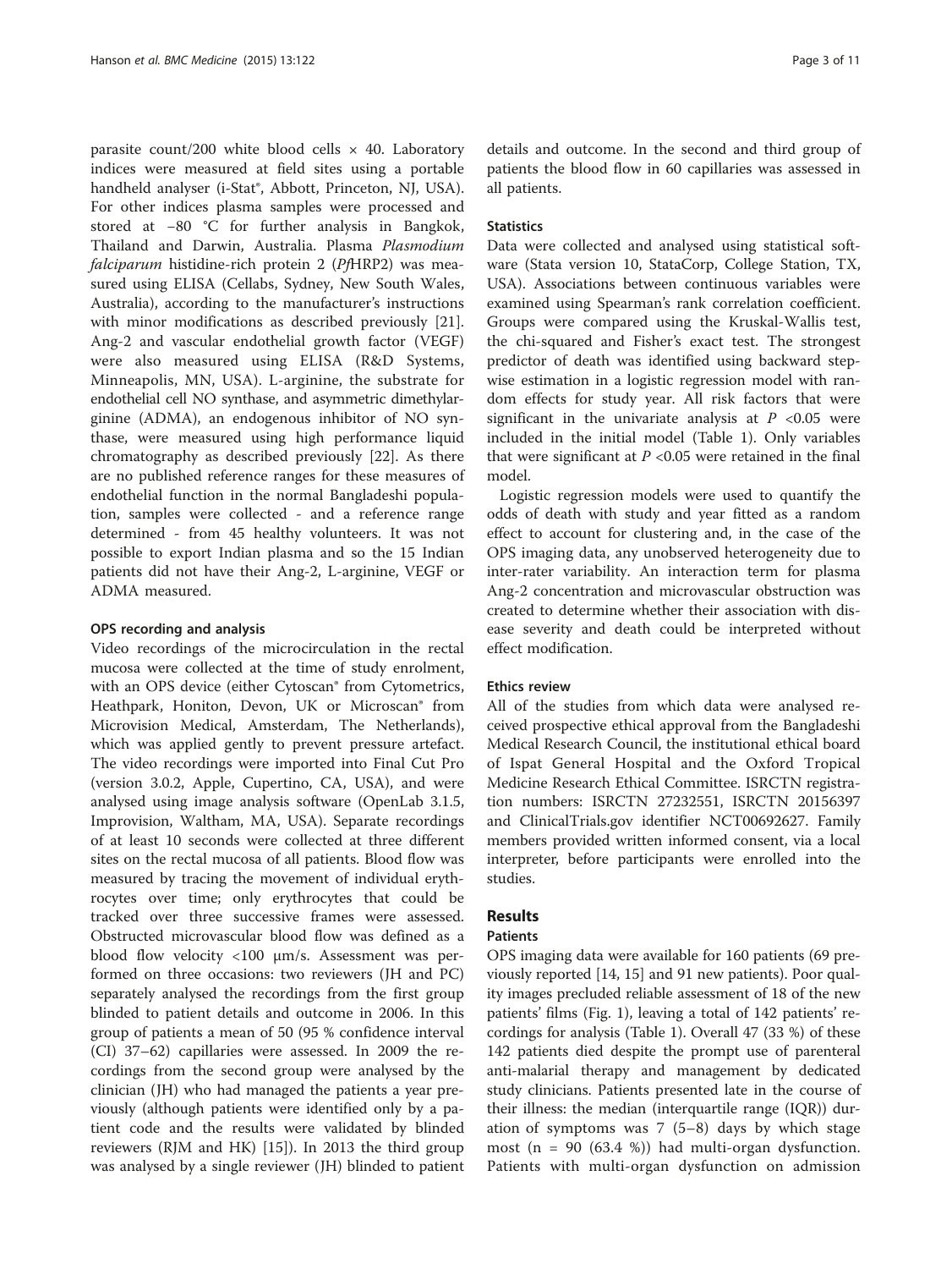parasite count/200 white blood cells × 40. Laboratory indices were measured at field sites using a portable handheld analyser (i-Stat®, Abbott, Princeton, NJ, USA). For other indices plasma samples were processed and stored at −80 °C for further analysis in Bangkok, Thailand and Darwin, Australia. Plasma *Plasmodium falciparum* histidine-rich protein 2 (*Pf*HRP2) was measured using ELISA (Cellabs, Sydney, New South Wales, Australia), according to the manufacturer's instructions with minor modifications as described previously [21]. Ang-2 and vascular endothelial growth factor (VEGF) were also measured using ELISA (R&D Systems, Minneapolis, MN, USA). L-arginine, the substrate for endothelial cell NO synthase, and asymmetric dimethylarginine (ADMA), an endogenous inhibitor of NO synthase, were measured using high performance liquid chromatography as described previously [22]. As there are no published reference ranges for these measures of endothelial function in the normal Bangladeshi population, samples were collected - and a reference range determined - from 45 healthy volunteers. It was not possible to export Indian plasma and so the 15 Indian patients did not have their Ang-2, L-arginine, VEGF or ADMA measured.

### OPS recording and analysis

Video recordings of the microcirculation in the rectal mucosa were collected at the time of study enrolment, with an OPS device (either Cytoscan® from Cytometrics, Heathpark, Honiton, Devon, UK or Microscan® from Microvision Medical, Amsterdam, The Netherlands), which was applied gently to prevent pressure artefact. The video recordings were imported into Final Cut Pro (version 3.0.2, Apple, Cupertino, CA, USA), and were analysed using image analysis software (OpenLab 3.1.5, Improvision, Waltham, MA, USA). Separate recordings of at least 10 seconds were collected at three different sites on the rectal mucosa of all patients. Blood flow was measured by tracing the movement of individual erythrocytes over time; only erythrocytes that could be tracked over three successive frames were assessed. Obstructed microvascular blood flow was defined as a blood flow velocity <100 μm/s. Assessment was performed on three occasions: two reviewers (JH and PC) separately analysed the recordings from the first group blinded to patient details and outcome in 2006. In this group of patients a mean of 50 (95 % confidence interval (CI) 37–62) capillaries were assessed. In 2009 the recordings from the second group were analysed by the clinician (JH) who had managed the patients a year previously (although patients were identified only by a patient code and the results were validated by blinded reviewers (RJM and HK) [15]). In 2013 the third group was analysed by a single reviewer (JH) blinded to patient details and outcome. In the second and third group of patients the blood flow in 60 capillaries was assessed in all patients.

### Statistics

Data were collected and analysed using statistical software (Stata version 10, StataCorp, College Station, TX, USA). Associations between continuous variables were examined using Spearman's rank correlation coefficient. Groups were compared using the Kruskal-Wallis test, the chi-squared and Fisher's exact test. The strongest predictor of death was identified using backward stepwise estimation in a logistic regression model with random effects for study year. All risk factors that were significant in the univariate analysis at $P < 0.05$ were included in the initial model (Table 1). Only variables that were significant at $P < 0.05$ were retained in the final model.

Logistic regression models were used to quantify the odds of death with study and year fitted as a random effect to account for clustering and, in the case of the OPS imaging data, any unobserved heterogeneity due to inter-rater variability. An interaction term for plasma Ang-2 concentration and microvascular obstruction was created to determine whether their association with disease severity and death could be interpreted without effect modification.

### Ethics review

All of the studies from which data were analysed received prospective ethical approval from the Bangladeshi Medical Research Council, the institutional ethical board of Ispat General Hospital and the Oxford Tropical Medicine Research Ethical Committee. ISRCTN registration numbers: ISRCTN 27232551, ISRCTN 20156397 and ClinicalTrials.gov identifier NCT00692627. Family members provided written informed consent, via a local interpreter, before participants were enrolled into the studies.

## Results

### Patients

OPS imaging data were available for 160 patients (69 previously reported [14, 15] and 91 new patients). Poor quality images precluded reliable assessment of 18 of the new patients' films (Fig. 1), leaving a total of 142 patients' recordings for analysis (Table 1). Overall 47 (33 %) of these 142 patients died despite the prompt use of parenteral anti-malarial therapy and management by dedicated study clinicians. Patients presented late in the course of their illness: the median (interquartile range (IQR)) duration of symptoms was 7 (5–8) days by which stage most (n = 90 (63.4 %)) had multi-organ dysfunction. Patients with multi-organ dysfunction on admission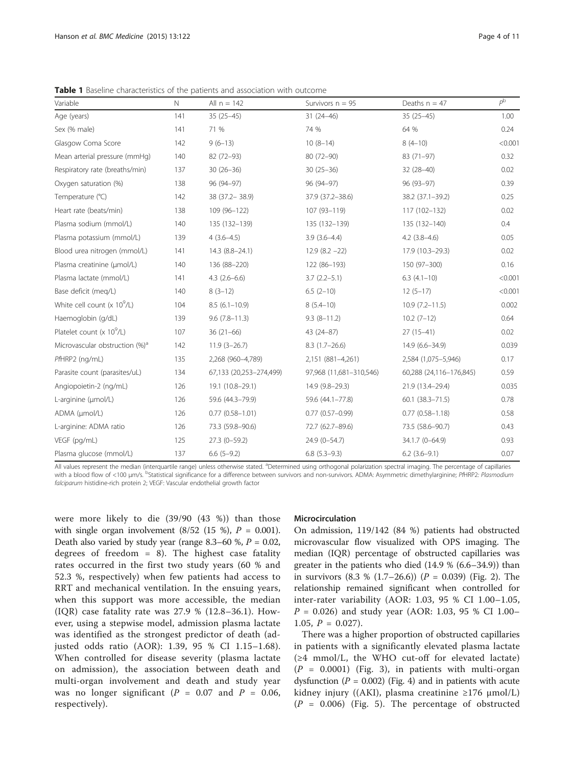**Table 1** Baseline characteristics of the patients and association with outcome

| Variable | N | All n = 142 | Survivors n = 95 | Deaths n = 47 | $P^b$ |
|---|---|---|---|---|---|
| Age (years) | 141 | 35 (25–45) | 31 (24–46) | 35 (25–45) | 1.00 |
| Sex (% male) | 141 | 71 % | 74 % | 64 % | 0.24 |
| Glasgow Coma Score | 142 | 9 (6–13) | 10 (8–14) | 8 (4–10) | <0.001 |
| Mean arterial pressure (mmHg) | 140 | 82 (72–93) | 80 (72–90) | 83 (71–97) | 0.32 |
| Respiratory rate (breaths/min) | 137 | 30 (26–36) | 30 (25–36) | 32 (28–40) | 0.02 |
| Oxygen saturation (%) | 138 | 96 (94–97) | 96 (94–97) | 96 (93–97) | 0.39 |
| Temperature (°C) | 142 | 38 (37.2– 38.9) | 37.9 (37.2–38.6) | 38.2 (37.1–39.2) | 0.25 |
| Heart rate (beats/min) | 138 | 109 (96–122) | 107 (93–119) | 117 (102–132) | 0.02 |
| Plasma sodium (mmol/L) | 140 | 135 (132–139) | 135 (132–139) | 135 (132–140) | 0.4 |
| Plasma potassium (mmol/L) | 139 | 4 (3.6–4.5) | 3.9 (3.6–4.4) | 4.2 (3.8–4.6) | 0.05 |
| Blood urea nitrogen (mmol/L) | 141 | 14.3 (8.8–24.1) | 12.9 (8.2 –22) | 17.9 (10.3–29.3) | 0.02 |
| Plasma creatinine (μmol/L) | 140 | 136 (88–220) | 122 (86–193) | 150 (97–300) | 0.16 |
| Plasma lactate (mmol/L) | 141 | 4.3 (2.6–6.6) | 3.7 (2.2–5.1) | 6.3 (4.1–10) | <0.001 |
| Base deficit (meq/L) | 140 | 8 (3–12) | 6.5 (2–10) | 12 (5–17) | <0.001 |
| White cell count (x $10^9$/L) | 104 | 8.5 (6.1–10.9) | 8 (5.4–10) | 10.9 (7.2–11.5) | 0.002 |
| Haemoglobin (g/dL) | 139 | 9.6 (7.8–11.3) | 9.3 (8–11.2) | 10.2 (7–12) | 0.64 |
| Platelet count (x $10^9$/L) | 107 | 36 (21–66) | 43 (24–87) | 27 (15–41) | 0.02 |
| Microvascular obstruction (%)[a] | 142 | 11.9 (3–26.7) | 8.3 (1.7–26.6) | 14.9 (6.6–34.9) | 0.039 |
| *Pf*HRP2 (ng/mL) | 135 | 2,268 (960–4,789) | 2,151 (881–4,261) | 2,584 (1,075–5,946) | 0.17 |
| Parasite count (parasites/uL) | 134 | 67,133 (20,253–274,499) | 97,968 (11,681–310,546) | 60,288 (24,116–176,845) | 0.59 |
| Angiopoietin-2 (ng/mL) | 126 | 19.1 (10.8–29.1) | 14.9 (9.8–29.3) | 21.9 (13.4–29.4) | 0.035 |
| L-arginine (μmol/L) | 126 | 59.6 (44.3–79.9) | 59.6 (44.1–77.8) | 60.1 (38.3–71.5) | 0.78 |
| ADMA (μmol/L) | 126 | 0.77 (0.58–1.01) | 0.77 (0.57–0.99) | 0.77 (0.58–1.18) | 0.58 |
| L-arginine: ADMA ratio | 126 | 73.3 (59.8–90.6) | 72.7 (62.7–89.6) | 73.5 (58.6–90.7) | 0.43 |
| VEGF (pg/mL) | 125 | 27.3 (0–59.2) | 24.9 (0–54.7) | 34.1.7 (0–64.9) | 0.93 |
| Plasma glucose (mmol/L) | 137 | 6.6 (5–9.2) | 6.8 (5.3–9.3) | 6.2 (3.6–9.1) | 0.07 |

All values represent the median (interquartile range) unless otherwise stated. [a]Determined using orthogonal polarization spectral imaging. The percentage of capillaries with a blood flow of <100 μm/s. [b]Statistical significance for a difference between survivors and non-survivors. ADMA: Asymmetric dimethylarginine; *PfHRP2*: *Plasmodium falciparum* histidine-rich protein 2; VEGF: Vascular endothelial growth factor

were more likely to die (39/90 (43 %)) than those with single organ involvement (8/52 (15 %), $P = 0.001$). Death also varied by study year (range 8.3–60 %, $P = 0.02$, degrees of freedom = 8). The highest case fatality rates occurred in the first two study years (60 % and 52.3 %, respectively) when few patients had access to RRT and mechanical ventilation. In the ensuing years, when this support was more accessible, the median (IQR) case fatality rate was 27.9 % (12.8–36.1). However, using a stepwise model, admission plasma lactate was identified as the strongest predictor of death (adjusted odds ratio (AOR): 1.39, 95 % CI 1.15–1.68). When controlled for disease severity (plasma lactate on admission), the association between death and multi-organ involvement and death and study year was no longer significant ($P = 0.07$ and $P = 0.06$, respectively).

### Microcirculation

On admission, 119/142 (84 %) patients had obstructed microvascular flow visualized with OPS imaging. The median (IQR) percentage of obstructed capillaries was greater in the patients who died (14.9 % (6.6–34.9)) than in survivors (8.3 % (1.7–26.6)) ($P = 0.039$) (Fig. 2). The relationship remained significant when controlled for inter-rater variability (AOR: 1.03, 95 % CI 1.00–1.05, $P = 0.026$) and study year (AOR: 1.03, 95 % CI 1.00–1.05, $P = 0.027$).

There was a higher proportion of obstructed capillaries in patients with a significantly elevated plasma lactate (≥4 mmol/L, the WHO cut-off for elevated lactate) ($P = 0.0001$) (Fig. 3), in patients with multi-organ dysfunction ($P = 0.002$) (Fig. 4) and in patients with acute kidney injury ((AKI), plasma creatinine ≥176 μmol/L) ($P = 0.006$) (Fig. 5). The percentage of obstructed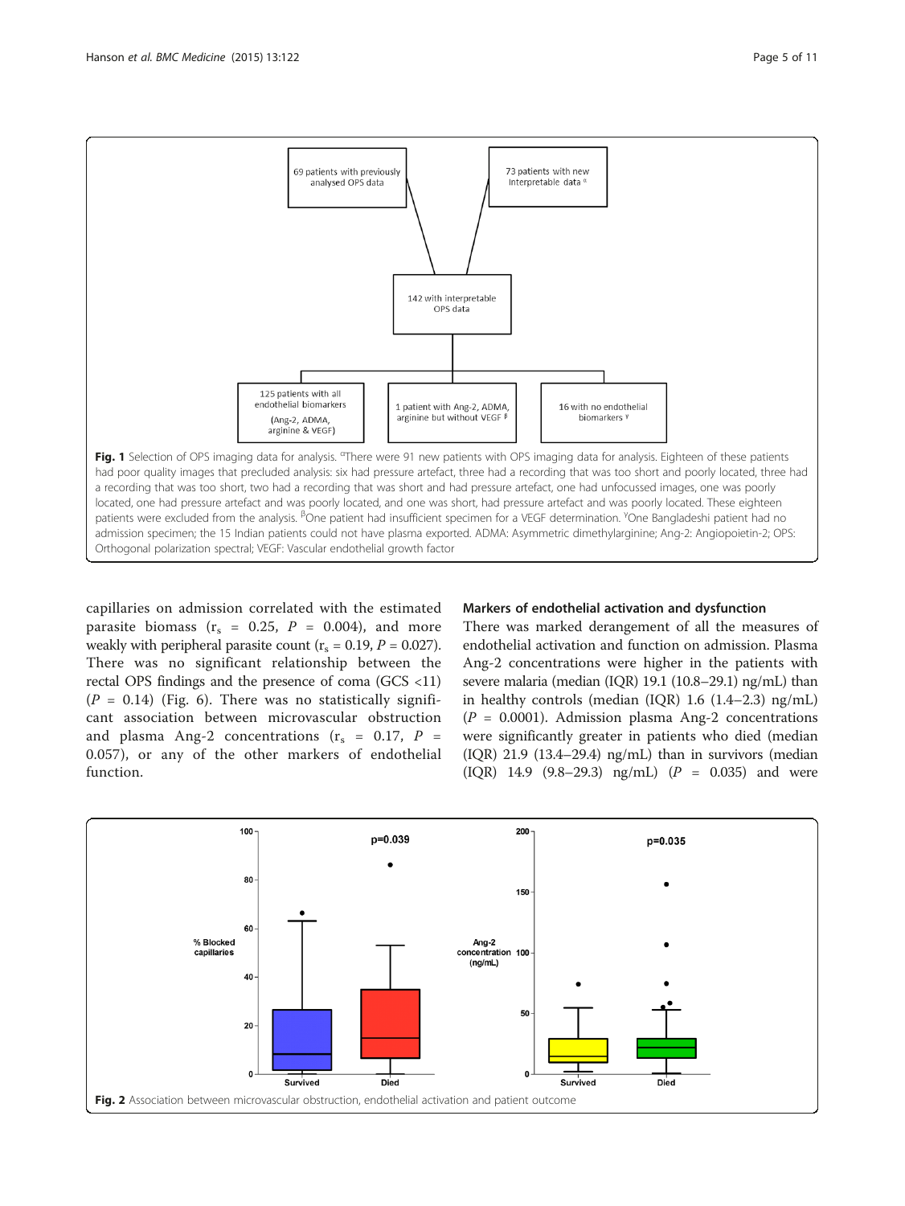Fig. 1 Selection of OPS imaging data for analysis. [α]There were 91 new patients with OPS imaging data for analysis. Eighteen of these patients had poor quality images that precluded analysis: six had pressure artefact, three had a recording that was too short and poorly located, three had a recording that was too short, two had a recording that was short and had pressure artefact, one had unfocussed images, one was poorly located, one had pressure artefact and was poorly located, and one was short, had pressure artefact and was poorly located. These eighteen patients were excluded from the analysis. [β]One patient had insufficient specimen for a VEGF determination. [γ]One Bangladeshi patient had no admission specimen; the 15 Indian patients could not have plasma exported. ADMA: Asymmetric dimethylarginine; Ang-2: Angiopoietin-2; OPS: Orthogonal polarization spectral; VEGF: Vascular endothelial growth factor

capillaries on admission correlated with the estimated parasite biomass ($r_s$ = 0.25, $P$ = 0.004), and more weakly with peripheral parasite count ($r_s$ = 0.19, $P$ = 0.027). There was no significant relationship between the rectal OPS findings and the presence of coma (GCS <11) ($P$ = 0.14) (Fig. 6). There was no statistically significant association between microvascular obstruction and plasma Ang-2 concentrations ($r_s$ = 0.17, $P$ = 0.057), or any of the other markers of endothelial function.

### Markers of endothelial activation and dysfunction

There was marked derangement of all the measures of endothelial activation and function on admission. Plasma Ang-2 concentrations were higher in the patients with severe malaria (median (IQR) 19.1 (10.8–29.1) ng/mL) than in healthy controls (median (IQR) 1.6 (1.4–2.3) ng/mL) ($P$ = 0.0001). Admission plasma Ang-2 concentrations were significantly greater in patients who died (median (IQR) 21.9 (13.4–29.4) ng/mL) than in survivors (median (IQR) 14.9 (9.8–29.3) ng/mL) ($P$ = 0.035) and were

Fig. 2 Association between microvascular obstruction, endothelial activation and patient outcome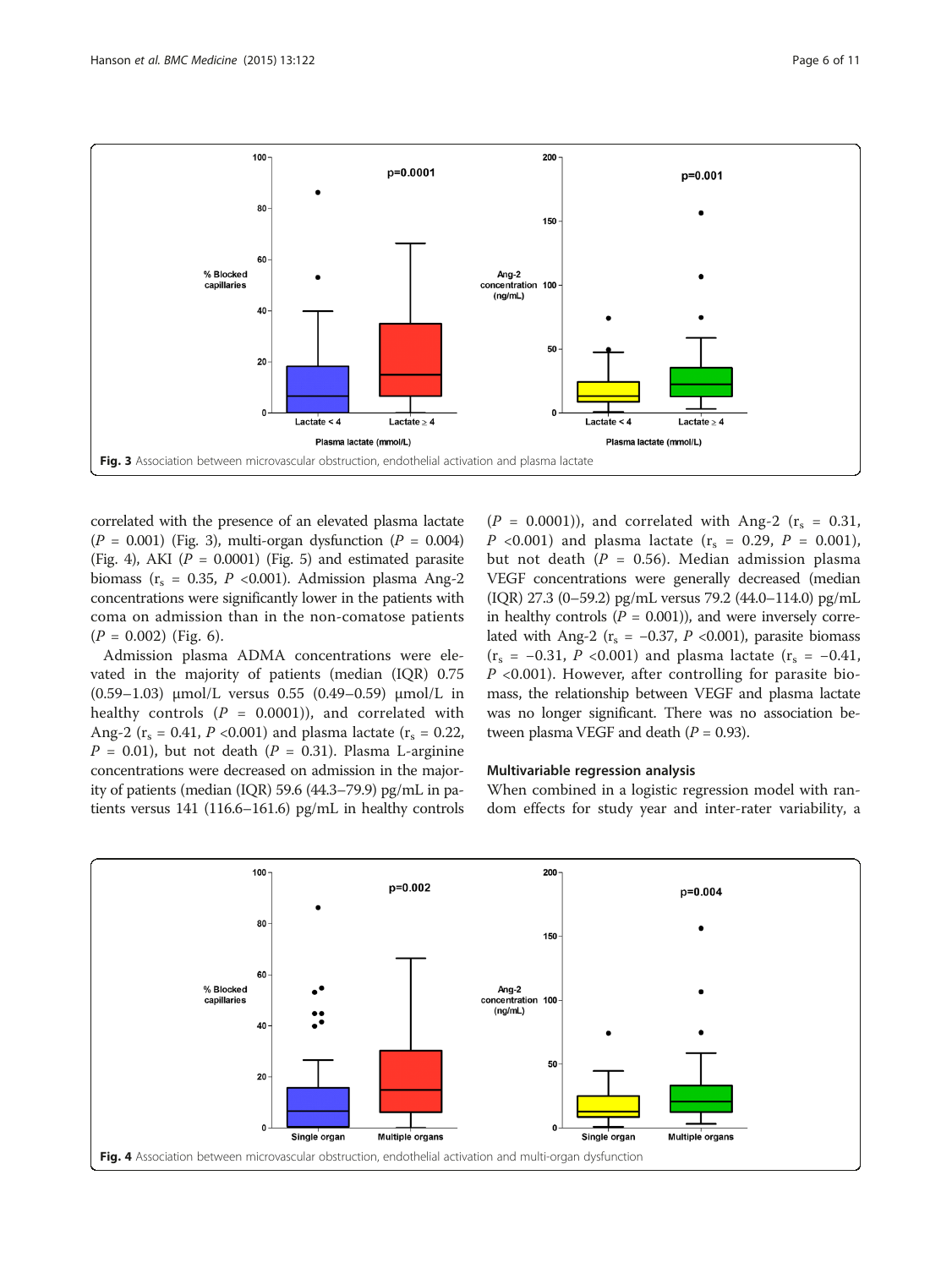Fig. 3 Association between microvascular obstruction, endothelial activation and plasma lactate

correlated with the presence of an elevated plasma lactate ($P$ = 0.001) (Fig. 3), multi-organ dysfunction ($P$ = 0.004) (Fig. 4), AKI ($P$ = 0.0001) (Fig. 5) and estimated parasite biomass ($r_s$ = 0.35, $P$ <0.001). Admission plasma Ang-2 concentrations were significantly lower in the patients with coma on admission than in the non-comatose patients ($P$ = 0.002) (Fig. 6).

Admission plasma ADMA concentrations were elevated in the majority of patients (median (IQR) 0.75 (0.59–1.03) μmol/L versus 0.55 (0.49–0.59) μmol/L in healthy controls ($P$ = 0.0001)), and correlated with Ang-2 ($r_s$ = 0.41, $P$ <0.001) and plasma lactate ($r_s$ = 0.22, $P$ = 0.01), but not death ($P$ = 0.31). Plasma L-arginine concentrations were decreased on admission in the majority of patients (median (IQR) 59.6 (44.3–79.9) pg/mL in patients versus 141 (116.6–161.6) pg/mL in healthy controls ($P$ = 0.0001)), and correlated with Ang-2 ($r_s$ = 0.31, $P$ <0.001) and plasma lactate ($r_s$ = 0.29, $P$ = 0.001), but not death ($P$ = 0.56). Median admission plasma VEGF concentrations were generally decreased (median (IQR) 27.3 (0–59.2) pg/mL versus 79.2 (44.0–114.0) pg/mL in healthy controls ($P$ = 0.001)), and were inversely correlated with Ang-2 ($r_s$ = −0.37, $P$ <0.001), parasite biomass ($r_s$ = −0.31, $P$ <0.001) and plasma lactate ($r_s$ = −0.41, $P$ <0.001). However, after controlling for parasite biomass, the relationship between VEGF and plasma lactate was no longer significant. There was no association between plasma VEGF and death ($P$ = 0.93).

### Multivariable regression analysis

When combined in a logistic regression model with random effects for study year and inter-rater variability, a

Fig. 4 Association between microvascular obstruction, endothelial activation and multi-organ dysfunction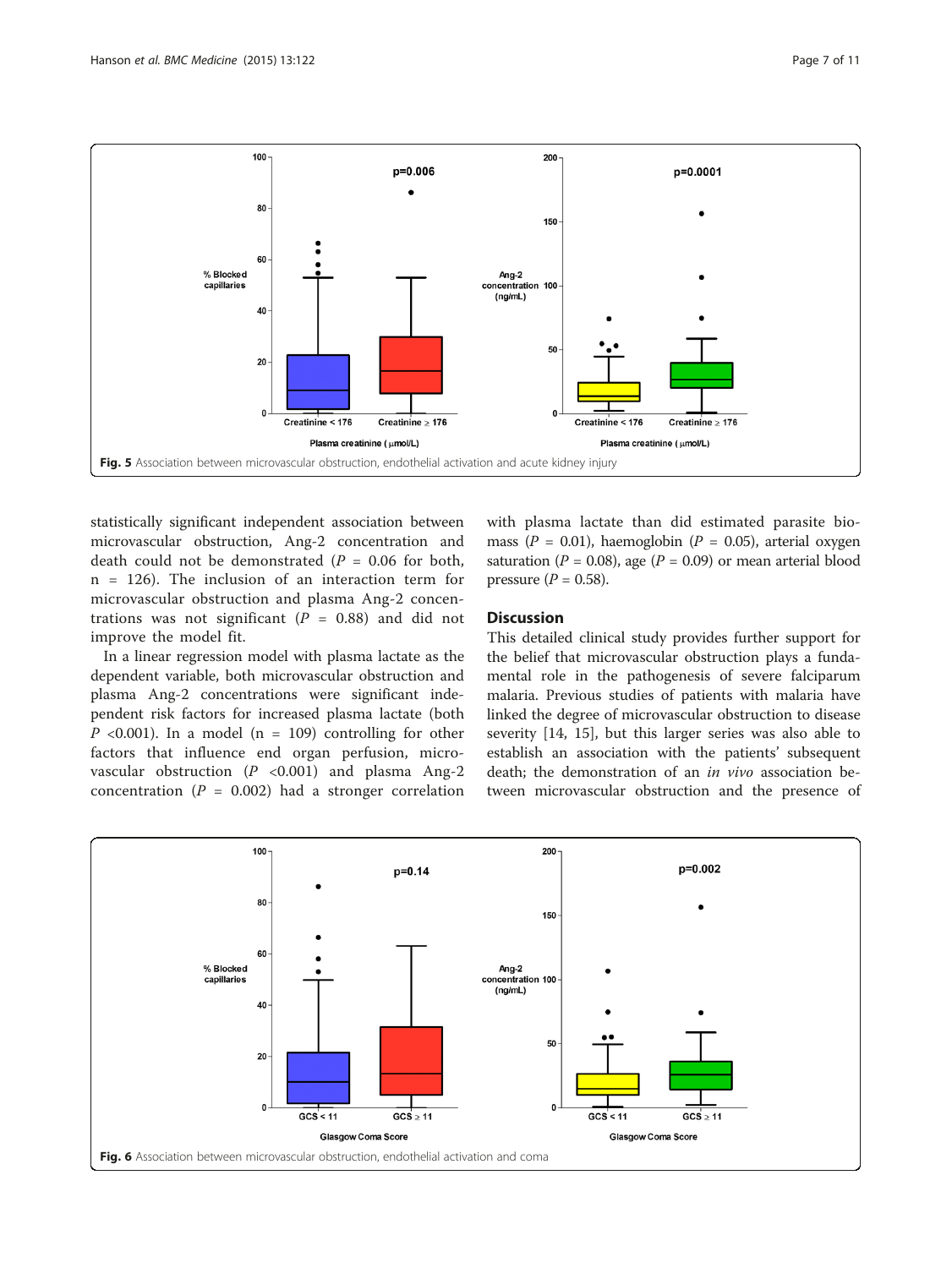Fig. 5 Association between microvascular obstruction, endothelial activation and acute kidney injury

statistically significant independent association between microvascular obstruction, Ang-2 concentration and death could not be demonstrated ($P$ = 0.06 for both, n = 126). The inclusion of an interaction term for microvascular obstruction and plasma Ang-2 concentrations was not significant ($P$ = 0.88) and did not improve the model fit.

In a linear regression model with plasma lactate as the dependent variable, both microvascular obstruction and plasma Ang-2 concentrations were significant independent risk factors for increased plasma lactate (both $P$ <0.001). In a model (n = 109) controlling for other factors that influence end organ perfusion, microvascular obstruction ($P$ <0.001) and plasma Ang-2 concentration ($P$ = 0.002) had a stronger correlation with plasma lactate than did estimated parasite biomass ($P$ = 0.01), haemoglobin ($P$ = 0.05), arterial oxygen saturation ($P$ = 0.08), age ($P$ = 0.09) or mean arterial blood pressure ($P$ = 0.58).

## Discussion

This detailed clinical study provides further support for the belief that microvascular obstruction plays a fundamental role in the pathogenesis of severe falciparum malaria. Previous studies of patients with malaria have linked the degree of microvascular obstruction to disease severity [14, 15], but this larger series was also able to establish an association with the patients' subsequent death; the demonstration of an *in vivo* association between microvascular obstruction and the presence of

Fig. 6 Association between microvascular obstruction, endothelial activation and coma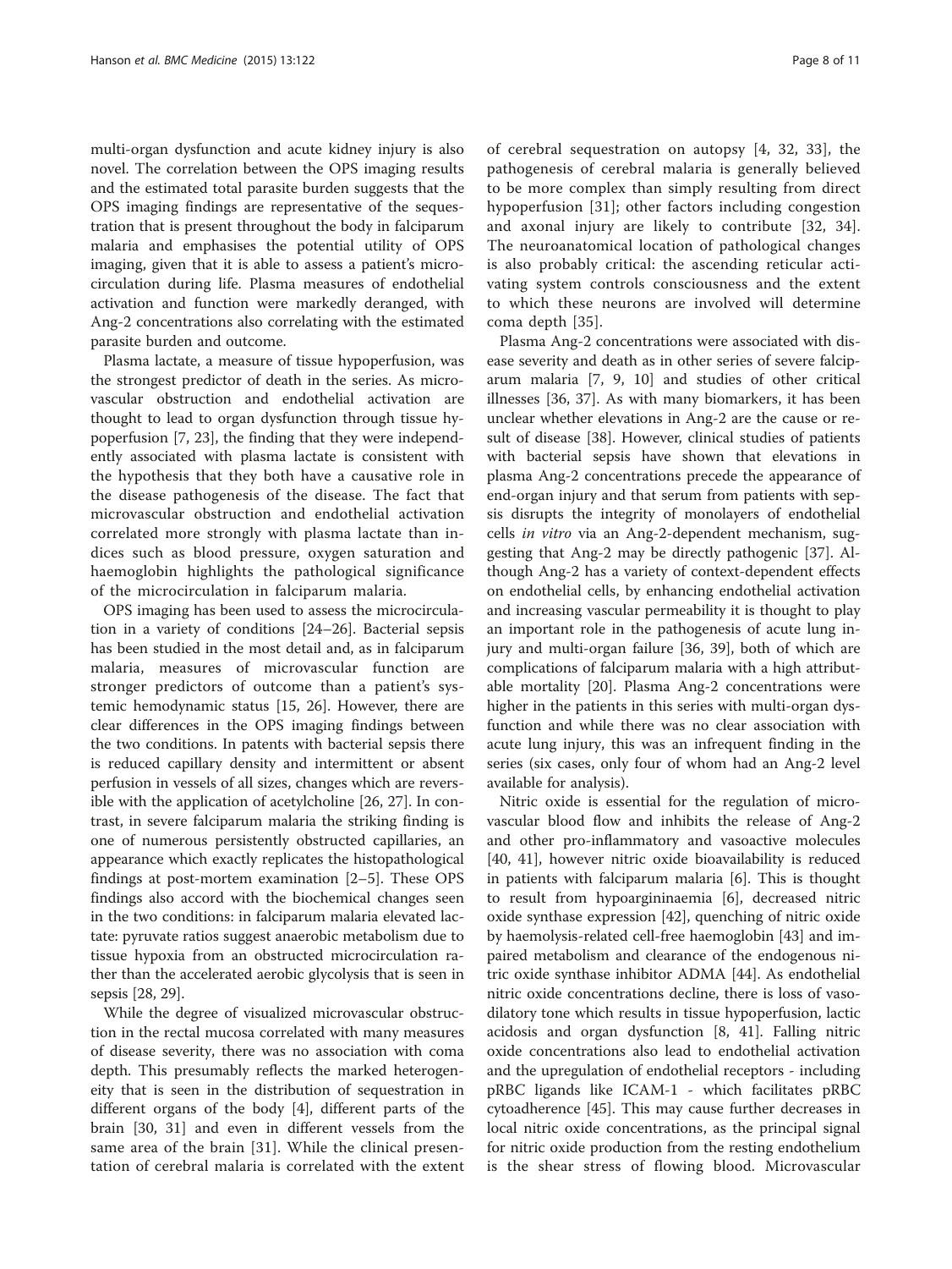multi-organ dysfunction and acute kidney injury is also novel. The correlation between the OPS imaging results and the estimated total parasite burden suggests that the OPS imaging findings are representative of the sequestration that is present throughout the body in falciparum malaria and emphasises the potential utility of OPS imaging, given that it is able to assess a patient's microcirculation during life. Plasma measures of endothelial activation and function were markedly deranged, with Ang-2 concentrations also correlating with the estimated parasite burden and outcome.

Plasma lactate, a measure of tissue hypoperfusion, was the strongest predictor of death in the series. As microvascular obstruction and endothelial activation are thought to lead to organ dysfunction through tissue hypoperfusion [7, 23], the finding that they were independently associated with plasma lactate is consistent with the hypothesis that they both have a causative role in the disease pathogenesis of the disease. The fact that microvascular obstruction and endothelial activation correlated more strongly with plasma lactate than indices such as blood pressure, oxygen saturation and haemoglobin highlights the pathological significance of the microcirculation in falciparum malaria.

OPS imaging has been used to assess the microcirculation in a variety of conditions [24–26]. Bacterial sepsis has been studied in the most detail and, as in falciparum malaria, measures of microvascular function are stronger predictors of outcome than a patient's systemic hemodynamic status [15, 26]. However, there are clear differences in the OPS imaging findings between the two conditions. In patents with bacterial sepsis there is reduced capillary density and intermittent or absent perfusion in vessels of all sizes, changes which are reversible with the application of acetylcholine [26, 27]. In contrast, in severe falciparum malaria the striking finding is one of numerous persistently obstructed capillaries, an appearance which exactly replicates the histopathological findings at post-mortem examination [2–5]. These OPS findings also accord with the biochemical changes seen in the two conditions: in falciparum malaria elevated lactate: pyruvate ratios suggest anaerobic metabolism due to tissue hypoxia from an obstructed microcirculation rather than the accelerated aerobic glycolysis that is seen in sepsis [28, 29].

While the degree of visualized microvascular obstruction in the rectal mucosa correlated with many measures of disease severity, there was no association with coma depth. This presumably reflects the marked heterogeneity that is seen in the distribution of sequestration in different organs of the body [4], different parts of the brain [30, 31] and even in different vessels from the same area of the brain [31]. While the clinical presentation of cerebral malaria is correlated with the extent of cerebral sequestration on autopsy [4, 32, 33], the pathogenesis of cerebral malaria is generally believed to be more complex than simply resulting from direct hypoperfusion [31]; other factors including congestion and axonal injury are likely to contribute [32, 34]. The neuroanatomical location of pathological changes is also probably critical: the ascending reticular activating system controls consciousness and the extent to which these neurons are involved will determine coma depth [35].

Plasma Ang-2 concentrations were associated with disease severity and death as in other series of severe falciparum malaria [7, 9, 10] and studies of other critical illnesses [36, 37]. As with many biomarkers, it has been unclear whether elevations in Ang-2 are the cause or result of disease [38]. However, clinical studies of patients with bacterial sepsis have shown that elevations in plasma Ang-2 concentrations precede the appearance of end-organ injury and that serum from patients with sepsis disrupts the integrity of monolayers of endothelial cells *in vitro* via an Ang-2-dependent mechanism, suggesting that Ang-2 may be directly pathogenic [37]. Although Ang-2 has a variety of context-dependent effects on endothelial cells, by enhancing endothelial activation and increasing vascular permeability it is thought to play an important role in the pathogenesis of acute lung injury and multi-organ failure [36, 39], both of which are complications of falciparum malaria with a high attributable mortality [20]. Plasma Ang-2 concentrations were higher in the patients in this series with multi-organ dysfunction and while there was no clear association with acute lung injury, this was an infrequent finding in the series (six cases, only four of whom had an Ang-2 level available for analysis).

Nitric oxide is essential for the regulation of microvascular blood flow and inhibits the release of Ang-2 and other pro-inflammatory and vasoactive molecules [40, 41], however nitric oxide bioavailability is reduced in patients with falciparum malaria [6]. This is thought to result from hypoargininaemia [6], decreased nitric oxide synthase expression [42], quenching of nitric oxide by haemolysis-related cell-free haemoglobin [43] and impaired metabolism and clearance of the endogenous nitric oxide synthase inhibitor ADMA [44]. As endothelial nitric oxide concentrations decline, there is loss of vasodilatory tone which results in tissue hypoperfusion, lactic acidosis and organ dysfunction [8, 41]. Falling nitric oxide concentrations also lead to endothelial activation and the upregulation of endothelial receptors - including pRBC ligands like ICAM-1 - which facilitates pRBC cytoadherence [45]. This may cause further decreases in local nitric oxide concentrations, as the principal signal for nitric oxide production from the resting endothelium is the shear stress of flowing blood. Microvascular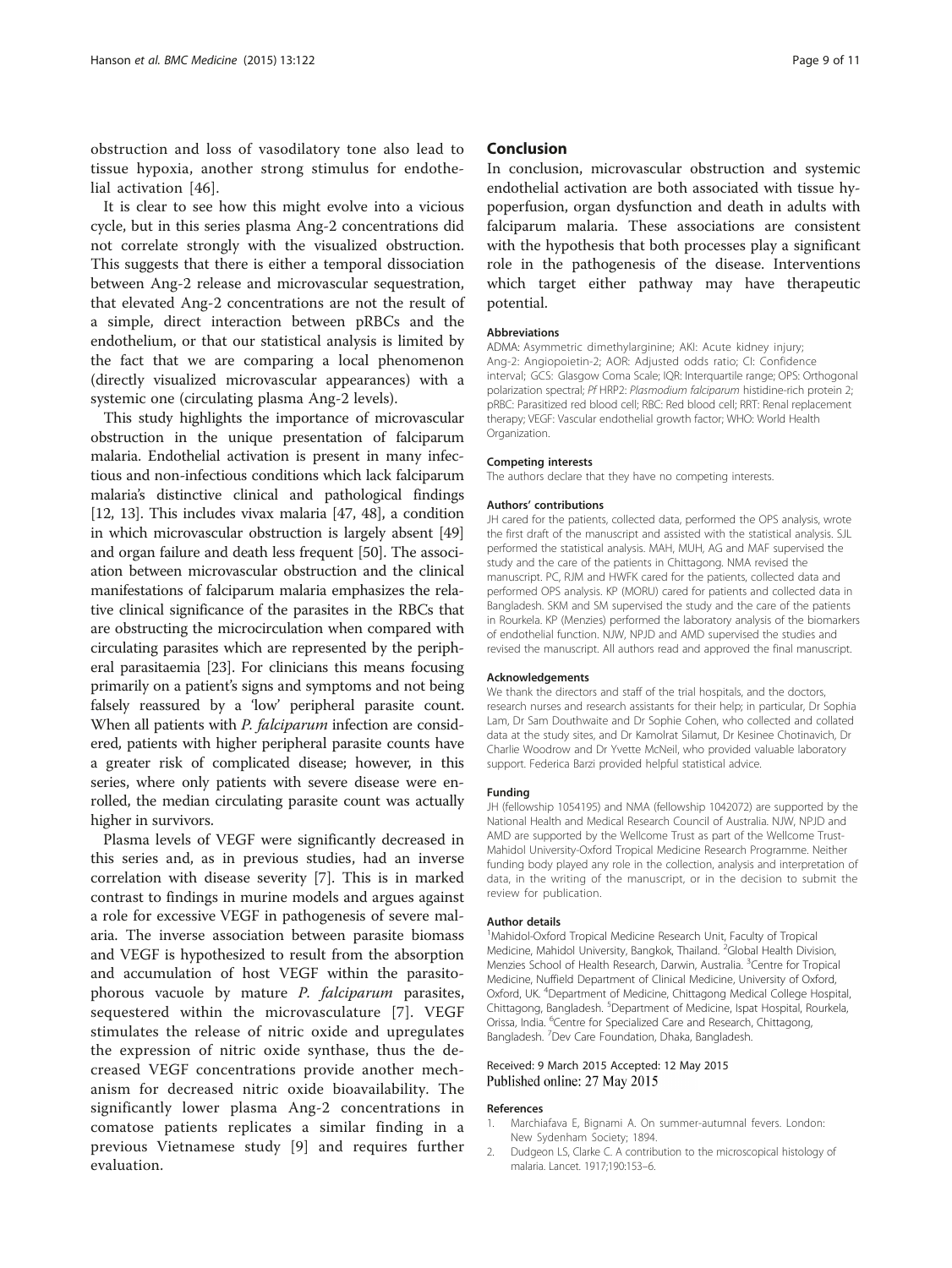obstruction and loss of vasodilatory tone also lead to tissue hypoxia, another strong stimulus for endothelial activation [46].

It is clear to see how this might evolve into a vicious cycle, but in this series plasma Ang-2 concentrations did not correlate strongly with the visualized obstruction. This suggests that there is either a temporal dissociation between Ang-2 release and microvascular sequestration, that elevated Ang-2 concentrations are not the result of a simple, direct interaction between pRBCs and the endothelium, or that our statistical analysis is limited by the fact that we are comparing a local phenomenon (directly visualized microvascular appearances) with a systemic one (circulating plasma Ang-2 levels).

This study highlights the importance of microvascular obstruction in the unique presentation of falciparum malaria. Endothelial activation is present in many infectious and non-infectious conditions which lack falciparum malaria's distinctive clinical and pathological findings [12, 13]. This includes vivax malaria [47, 48], a condition in which microvascular obstruction is largely absent [49] and organ failure and death less frequent [50]. The association between microvascular obstruction and the clinical manifestations of falciparum malaria emphasizes the relative clinical significance of the parasites in the RBCs that are obstructing the microcirculation when compared with circulating parasites which are represented by the peripheral parasitaemia [23]. For clinicians this means focusing primarily on a patient's signs and symptoms and not being falsely reassured by a 'low' peripheral parasite count. When all patients with *P. falciparum* infection are considered, patients with higher peripheral parasite counts have a greater risk of complicated disease; however, in this series, where only patients with severe disease were enrolled, the median circulating parasite count was actually higher in survivors.

Plasma levels of VEGF were significantly decreased in this series and, as in previous studies, had an inverse correlation with disease severity [7]. This is in marked contrast to findings in murine models and argues against a role for excessive VEGF in pathogenesis of severe malaria. The inverse association between parasite biomass and VEGF is hypothesized to result from the absorption and accumulation of host VEGF within the parasitophorous vacuole by mature *P. falciparum* parasites, sequestered within the microvasculature [7]. VEGF stimulates the release of nitric oxide and upregulates the expression of nitric oxide synthase, thus the decreased VEGF concentrations provide another mechanism for decreased nitric oxide bioavailability. The significantly lower plasma Ang-2 concentrations in comatose patients replicates a similar finding in a previous Vietnamese study [9] and requires further evaluation.

## Conclusion

In conclusion, microvascular obstruction and systemic endothelial activation are both associated with tissue hypoperfusion, organ dysfunction and death in adults with falciparum malaria. These associations are consistent with the hypothesis that both processes play a significant role in the pathogenesis of the disease. Interventions which target either pathway may have therapeutic potential.

#### Abbreviations

ADMA: Asymmetric dimethylarginine; AKI: Acute kidney injury; Ang-2: Angiopoietin-2; AOR: Adjusted odds ratio; CI: Confidence interval; GCS: Glasgow Coma Scale; IQR: Interquartile range; OPS: Orthogonal polarization spectral; *Pf* HRP2: *Plasmodium falciparum* histidine-rich protein 2; pRBC: Parasitized red blood cell; RBC: Red blood cell; RRT: Renal replacement therapy; VEGF: Vascular endothelial growth factor; WHO: World Health Organization.

#### Competing interests

The authors declare that they have no competing interests.

#### Authors' contributions

JH cared for the patients, collected data, performed the OPS analysis, wrote the first draft of the manuscript and assisted with the statistical analysis. SJL performed the statistical analysis. MAH, MUH, AG and MAF supervised the study and the care of the patients in Chittagong. NMA revised the manuscript. PC, RJM and HWFK cared for the patients, collected data and performed OPS analysis. KP (MORU) cared for patients and collected data in Bangladesh. SKM and SM supervised the study and the care of the patients in Rourkela. KP (Menzies) performed the laboratory analysis of the biomarkers of endothelial function. NJW, NPJD and AMD supervised the studies and revised the manuscript. All authors read and approved the final manuscript.

#### Acknowledgements

We thank the directors and staff of the trial hospitals, and the doctors, research nurses and research assistants for their help; in particular, Dr Sophia Lam, Dr Sam Douthwaite and Dr Sophie Cohen, who collected and collated data at the study sites, and Dr Kamolrat Silamut, Dr Kesinee Chotinavich, Dr Charlie Woodrow and Dr Yvette McNeil, who provided valuable laboratory support. Federica Barzi provided helpful statistical advice.

#### Funding

JH (fellowship 1054195) and NMA (fellowship 1042072) are supported by the National Health and Medical Research Council of Australia. NJW, NPJD and AMD are supported by the Wellcome Trust as part of the Wellcome Trust-Mahidol University-Oxford Tropical Medicine Research Programme. Neither funding body played any role in the collection, analysis and interpretation of data, in the writing of the manuscript, or in the decision to submit the review for publication.

#### Author details

[1]Mahidol-Oxford Tropical Medicine Research Unit, Faculty of Tropical Medicine, Mahidol University, Bangkok, Thailand. [2]Global Health Division, Menzies School of Health Research, Darwin, Australia. [3]Centre for Tropical Medicine, Nuffield Department of Clinical Medicine, University of Oxford, Oxford, UK. [4]Department of Medicine, Chittagong Medical College Hospital, Chittagong, Bangladesh. [5]Department of Medicine, Ispat Hospital, Rourkela, Orissa, India. [6]Centre for Specialized Care and Research, Chittagong, Bangladesh. [7]Dev Care Foundation, Dhaka, Bangladesh.

Received: 9 March 2015 Accepted: 12 May 2015
Published online: 27 May 2015

#### References

1. Marchiafava E, Bignami A. On summer-autumnal fevers. London: New Sydenham Society; 1894.
2. Dudgeon LS, Clarke C. A contribution to the microscopical histology of malaria. Lancet. 1917;190:153–6.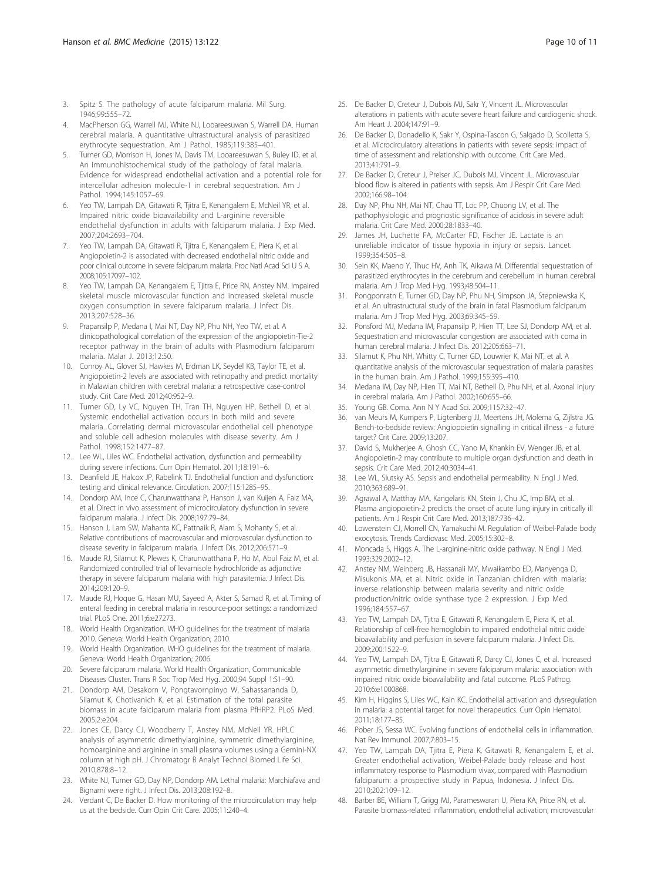3. Spitz S. The pathology of acute falciparum malaria. Mil Surg. 1946;99:555–72.
4. MacPherson GG, Warrell MJ, White NJ, Looareesuwan S, Warrell DA. Human cerebral malaria. A quantitative ultrastructural analysis of parasitized erythrocyte sequestration. Am J Pathol. 1985;119:385–401.
5. Turner GD, Morrison H, Jones M, Davis TM, Looareesuwan S, Buley ID, et al. An immunohistochemical study of the pathology of fatal malaria. Evidence for widespread endothelial activation and a potential role for intercellular adhesion molecule-1 in cerebral sequestration. Am J Pathol. 1994;145:1057–69.
6. Yeo TW, Lampah DA, Gitawati R, Tjitra E, Kenangalem E, McNeil YR, et al. Impaired nitric oxide bioavailability and L-arginine reversible endothelial dysfunction in adults with falciparum malaria. J Exp Med. 2007;204:2693–704.
7. Yeo TW, Lampah DA, Gitawati R, Tjitra E, Kenangalem E, Piera K, et al. Angiopoietin-2 is associated with decreased endothelial nitric oxide and poor clinical outcome in severe falciparum malaria. Proc Natl Acad Sci U S A. 2008;105:17097–102.
8. Yeo TW, Lampah DA, Kenangalem E, Tjitra E, Price RN, Anstey NM. Impaired skeletal muscle microvascular function and increased skeletal muscle oxygen consumption in severe falciparum malaria. J Infect Dis. 2013;207:528–36.
9. Prapansilp P, Medana I, Mai NT, Day NP, Phu NH, Yeo TW, et al. A clinicopathological correlation of the expression of the angiopoietin-Tie-2 receptor pathway in the brain of adults with Plasmodium falciparum malaria. Malar J. 2013;12:50.
10. Conroy AL, Glover SJ, Hawkes M, Erdman LK, Seydel KB, Taylor TE, et al. Angiopoietin-2 levels are associated with retinopathy and predict mortality in Malawian children with cerebral malaria: a retrospective case-control study. Crit Care Med. 2012;40:952–9.
11. Turner GD, Ly VC, Nguyen TH, Tran TH, Nguyen HP, Bethell D, et al. Systemic endothelial activation occurs in both mild and severe malaria. Correlating dermal microvascular endothelial cell phenotype and soluble cell adhesion molecules with disease severity. Am J Pathol. 1998;152:1477–87.
12. Lee WL, Liles WC. Endothelial activation, dysfunction and permeability during severe infections. Curr Opin Hematol. 2011;18:191–6.
13. Deanfield JE, Halcox JP, Rabelink TJ. Endothelial function and dysfunction: testing and clinical relevance. Circulation. 2007;115:1285–95.
14. Dondorp AM, Ince C, Charunwatthana P, Hanson J, van Kuijen A, Faiz MA, et al. Direct in vivo assessment of microcirculatory dysfunction in severe falciparum malaria. J Infect Dis. 2008;197:79–84.
15. Hanson J, Lam SW, Mahanta KC, Pattnaik R, Alam S, Mohanty S, et al. Relative contributions of macrovascular and microvascular dysfunction to disease severity in falciparum malaria. J Infect Dis. 2012;206:571–9.
16. Maude RJ, Silamut K, Plewes K, Charunwatthana P, Ho M, Abul Faiz M, et al. Randomized controlled trial of levamisole hydrochloride as adjunctive therapy in severe falciparum malaria with high parasitemia. J Infect Dis. 2014;209:120–9.
17. Maude RJ, Hoque G, Hasan MU, Sayeed A, Akter S, Samad R, et al. Timing of enteral feeding in cerebral malaria in resource-poor settings: a randomized trial. PLoS One. 2011;6:e27273.
18. World Health Organization. WHO guidelines for the treatment of malaria 2010. Geneva: World Health Organization; 2010.
19. World Health Organization. WHO guidelines for the treatment of malaria. Geneva: World Health Organization; 2006.
20. Severe falciparum malaria. World Health Organization, Communicable Diseases Cluster. Trans R Soc Trop Med Hyg. 2000;94 Suppl 1:S1–90.
21. Dondorp AM, Desakorn V, Pongtavornpinyo W, Sahassananda D, Silamut K, Chotivanich K, et al. Estimation of the total parasite biomass in acute falciparum malaria from plasma PfHRP2. PLoS Med. 2005;2:e204.
22. Jones CE, Darcy CJ, Woodberry T, Anstey NM, McNeil YR. HPLC analysis of asymmetric dimethylarginine, symmetric dimethylarginine, homoarginine and arginine in small plasma volumes using a Gemini-NX column at high pH. J Chromatogr B Analyt Technol Biomed Life Sci. 2010;878:8–12.
23. White NJ, Turner GD, Day NP, Dondorp AM. Lethal malaria: Marchiafava and Bignami were right. J Infect Dis. 2013;208:192–8.
24. Verdant C, De Backer D. How monitoring of the microcirculation may help us at the bedside. Curr Opin Crit Care. 2005;11:240–4.
25. De Backer D, Creteur J, Dubois MJ, Sakr Y, Vincent JL. Microvascular alterations in patients with acute severe heart failure and cardiogenic shock. Am Heart J. 2004;147:91–9.
26. De Backer D, Donadello K, Sakr Y, Ospina-Tascon G, Salgado D, Scolletta S, et al. Microcirculatory alterations in patients with severe sepsis: impact of time of assessment and relationship with outcome. Crit Care Med. 2013;41:791–9.
27. De Backer D, Creteur J, Preiser JC, Dubois MJ, Vincent JL. Microvascular blood flow is altered in patients with sepsis. Am J Respir Crit Care Med. 2002;166:98–104.
28. Day NP, Phu NH, Mai NT, Chau TT, Loc PP, Chuong LV, et al. The pathophysiologic and prognostic significance of acidosis in severe adult malaria. Crit Care Med. 2000;28:1833–40.
29. James JH, Luchette FA, McCarter FD, Fischer JE. Lactate is an unreliable indicator of tissue hypoxia in injury or sepsis. Lancet. 1999;354:505–8.
30. Sein KK, Maeno Y, Thuc HV, Anh TK, Aikawa M. Differential sequestration of parasitized erythrocytes in the cerebrum and cerebellum in human cerebral malaria. Am J Trop Med Hyg. 1993;48:504–11.
31. Pongponratn E, Turner GD, Day NP, Phu NH, Simpson JA, Stepniewska K, et al. An ultrastructural study of the brain in fatal Plasmodium falciparum malaria. Am J Trop Med Hyg. 2003;69:345–59.
32. Ponsford MJ, Medana IM, Prapansilp P, Hien TT, Lee SJ, Dondorp AM, et al. Sequestration and microvascular congestion are associated with coma in human cerebral malaria. J Infect Dis. 2012;205:663–71.
33. Silamut K, Phu NH, Whitty C, Turner GD, Louwrier K, Mai NT, et al. A quantitative analysis of the microvascular sequestration of malaria parasites in the human brain. Am J Pathol. 1999;155:395–410.
34. Medana IM, Day NP, Hien TT, Mai NT, Bethell D, Phu NH, et al. Axonal injury in cerebral malaria. Am J Pathol. 2002;160:655–66.
35. Young GB. Coma. Ann N Y Acad Sci. 2009;1157:32–47.
36. van Meurs M, Kumpers P, Ligtenberg JJ, Meertens JH, Molema G, Zijlstra JG. Bench-to-bedside review: Angiopoietin signalling in critical illness - a future target? Crit Care. 2009;13:207.
37. David S, Mukherjee A, Ghosh CC, Yano M, Khankin EV, Wenger JB, et al. Angiopoietin-2 may contribute to multiple organ dysfunction and death in sepsis. Crit Care Med. 2012;40:3034–41.
38. Lee WL, Slutsky AS. Sepsis and endothelial permeability. N Engl J Med. 2010;363:689–91.
39. Agrawal A, Matthay MA, Kangelaris KN, Stein J, Chu JC, Imp BM, et al. Plasma angiopoietin-2 predicts the onset of acute lung injury in critically ill patients. Am J Respir Crit Care Med. 2013;187:736–42.
40. Lowenstein CJ, Morrell CN, Yamakuchi M. Regulation of Weibel-Palade body exocytosis. Trends Cardiovasc Med. 2005;15:302–8.
41. Moncada S, Higgs A. The L-arginine-nitric oxide pathway. N Engl J Med. 1993;329:2002–12.
42. Anstey NM, Weinberg JB, Hassanali MY, Mwaikambo ED, Manyenga D, Misukonis MA, et al. Nitric oxide in Tanzanian children with malaria: inverse relationship between malaria severity and nitric oxide production/nitric oxide synthase type 2 expression. J Exp Med. 1996;184:557–67.
43. Yeo TW, Lampah DA, Tjitra E, Gitawati R, Kenangalem E, Piera K, et al. Relationship of cell-free hemoglobin to impaired endothelial nitric oxide bioavailability and perfusion in severe falciparum malaria. J Infect Dis. 2009;200:1522–9.
44. Yeo TW, Lampah DA, Tjitra E, Gitawati R, Darcy CJ, Jones C, et al. Increased asymmetric dimethylarginine in severe falciparum malaria: association with impaired nitric oxide bioavailability and fatal outcome. PLoS Pathog. 2010;6:e1000868.
45. Kim H, Higgins S, Liles WC, Kain KC. Endothelial activation and dysregulation in malaria: a potential target for novel therapeutics. Curr Opin Hematol. 2011;18:177–85.
46. Pober JS, Sessa WC. Evolving functions of endothelial cells in inflammation. Nat Rev Immunol. 2007;7:803–15.
47. Yeo TW, Lampah DA, Tjitra E, Piera K, Gitawati R, Kenangalem E, et al. Greater endothelial activation, Weibel-Palade body release and host inflammatory response to Plasmodium vivax, compared with Plasmodium falciparum: a prospective study in Papua, Indonesia. J Infect Dis. 2010;202:109–12.
48. Barber BE, William T, Grigg MJ, Parameswaran U, Piera KA, Price RN, et al. Parasite biomass-related inflammation, endothelial activation, microvascular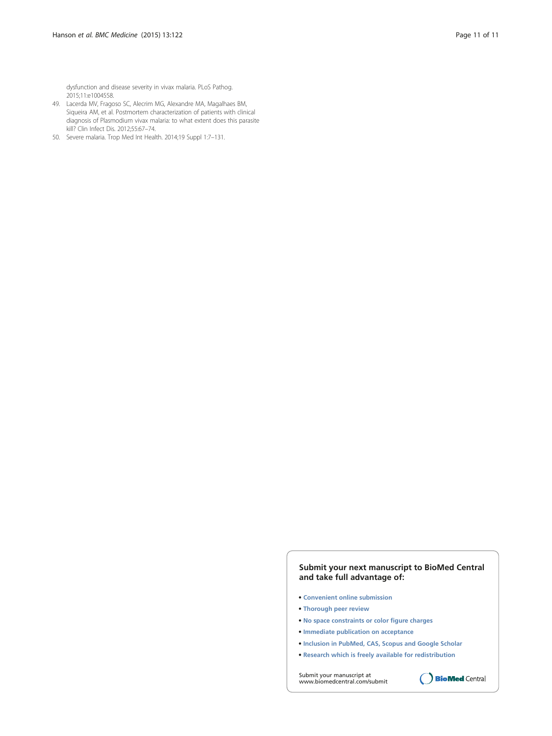dysfunction and disease severity in vivax malaria. PLoS Pathog. 2015;11:e1004558.

49. Lacerda MV, Fragoso SC, Alecrim MG, Alexandre MA, Magalhaes BM, Siqueira AM, et al. Postmortem characterization of patients with clinical diagnosis of Plasmodium vivax malaria: to what extent does this parasite kill? Clin Infect Dis. 2012;55:67–74.
50. Severe malaria. Trop Med Int Health. 2014;19 Suppl 1:7–131.

**Submit your next manuscript to BioMed Central and take full advantage of:**

- **Convenient online submission**
- **Thorough peer review**
- **No space constraints or color figure charges**
- **Immediate publication on acceptance**
- **Inclusion in PubMed, CAS, Scopus and Google Scholar**
- **Research which is freely available for redistribution**

Submit your manuscript at
www.biomedcentral.com/submit

BioMed Central